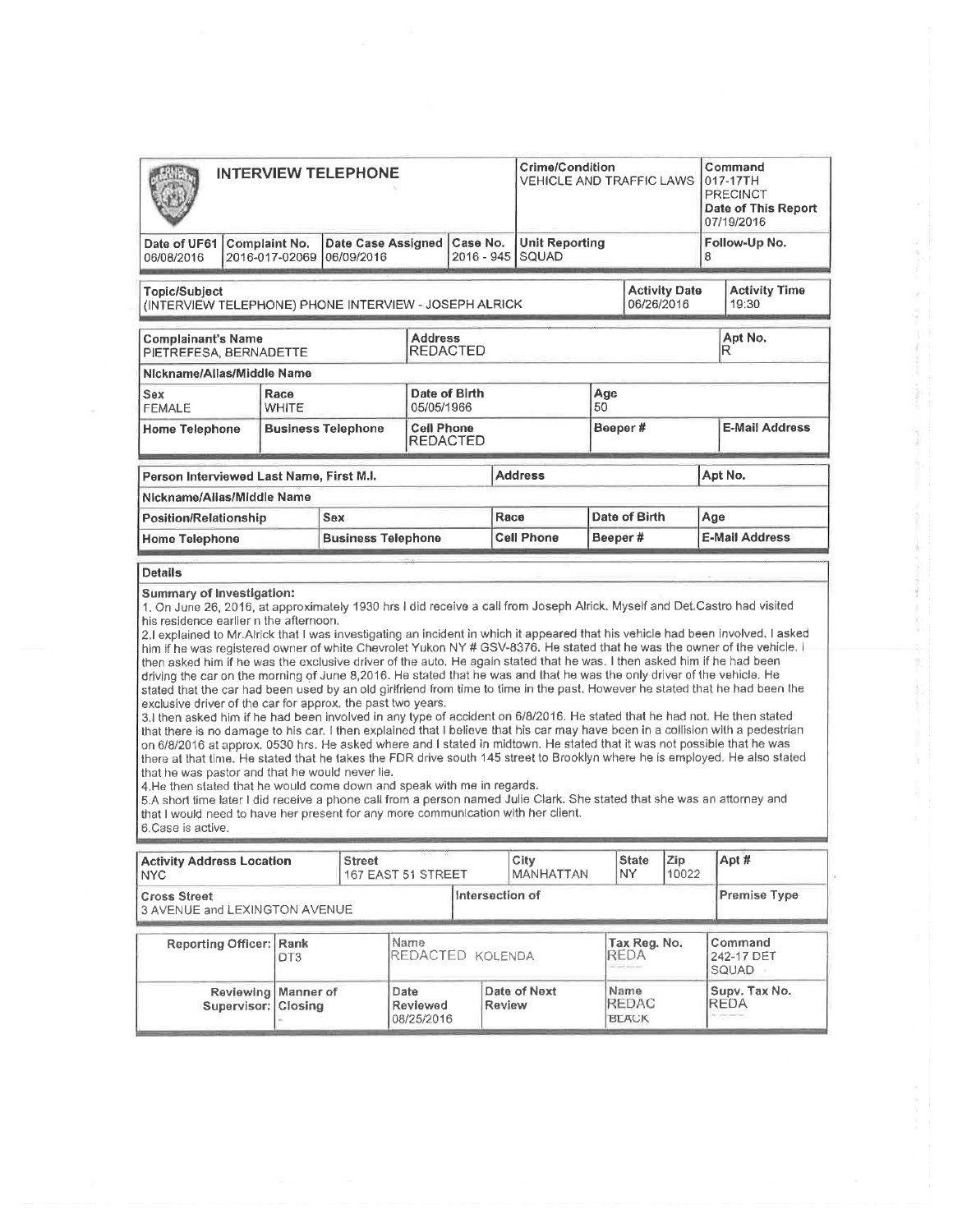# INTERVIEW TELEPHONE

| Crime/Condition | Command |
|---|---|
| VEHICLE AND TRAFFIC LAWS | 017-17TH PRECINCT |
| | **Date of This Report** 07/19/2016 |

| Date of UF61 | Complaint No. | Date Case Assigned | Case No. | Unit Reporting | Follow-Up No. |
|---|---|---|---|---|---|
| 06/08/2016 | 2016-017-02069 | 06/09/2016 | 2016 - 945 | SQUAD | 8 |

| Topic/Subject | Activity Date | Activity Time |
|---|---|---|
| (INTERVIEW TELEPHONE) PHONE INTERVIEW - JOSEPH ALRICK | 06/26/2016 | 19:30 |

| Complainant's Name | Address | Apt No. |
|---|---|---|
| PIETREFESA, BERNADETTE | REDACTED | R |

| Nickname/Alias/Middle Name | | | |
|---|---|---|---|
| **Sex** | **Race** | **Date of Birth** | **Age** |
| FEMALE | WHITE | 05/05/1966 | 50 |

| Home Telephone | Business Telephone | Cell Phone | Beeper # | E-Mail Address |
|---|---|---|---|---|
| | | REDACTED | | |

| Person Interviewed Last Name, First M.I. | Address | Apt No. |
|---|---|---|
| | | |

| Nickname/Alias/Middle Name | | | | |
|---|---|---|---|---|
| **Position/Relationship** | **Sex** | **Race** | **Date of Birth** | **Age** |
| | | | | |
| **Home Telephone** | **Business Telephone** | **Cell Phone** | **Beeper #** | **E-Mail Address** |
| | | | | |

## Details

**Summary of Investigation:**

1. On June 26, 2016, at approximately 1930 hrs I did receive a call from Joseph Alrick. Myself and Det.Castro had visited his residence earlier n the afternoon.

2.I explained to Mr.Alrick that I was investigating an incident in which it appeared that his vehicle had been involved. I asked him if he was registered owner of white Chevrolet Yukon NY # GSV-8376. He stated that he was the owner of the vehicle. I then asked him if he was the exclusive driver of the auto. He again stated that he was. I then asked him if he had been driving the car on the morning of June 8,2016. He stated that he was and that he was the only driver of the vehicle. He stated that the car had been used by an old girlfriend from time to time in the past. However he stated that he had been the exclusive driver of the car for approx. the past two years.

3.I then asked him if he had been involved in any type of accident on 6/8/2016. He stated that he had not. He then stated that there is no damage to his car. I then explained that I believe that his car may have been in a collision with a pedestrian on 6/8/2016 at approx. 0530 hrs. He asked where and I stated in midtown. He stated that it was not possible that he was there at that time. He stated that he takes the FDR drive south 145 street to Brooklyn where he is employed. He also stated that he was pastor and that he would never lie.

4.He then stated that he would come down and speak with me in regards.

5.A short time later I did receive a phone call from a person named Julie Clark. She stated that she was an attorney and that I would need to have her present for any more communication with her client.

6.Case is active.

| Activity Address Location | Street | City | State | Zip | Apt # |
|---|---|---|---|---|---|
| NYC | 167 EAST 51 STREET | MANHATTAN | NY | 10022 | |

| Cross Street | Intersection of | Premise Type |
|---|---|---|
| 3 AVENUE and LEXINGTON AVENUE | | |

| Reporting Officer: | Rank | Name | Tax Reg. No. | Command |
|---|---|---|---|---|
| | DT3 | REDACTED KOLENDA | REDA | 242-17 DET SQUAD |

| Reviewing Supervisor: | Manner of Closing | Date Reviewed | Date of Next Review | Name | Supv. Tax No. |
|---|---|---|---|---|---|
| | | 08/25/2016 | | REDAC BLACK | REDA |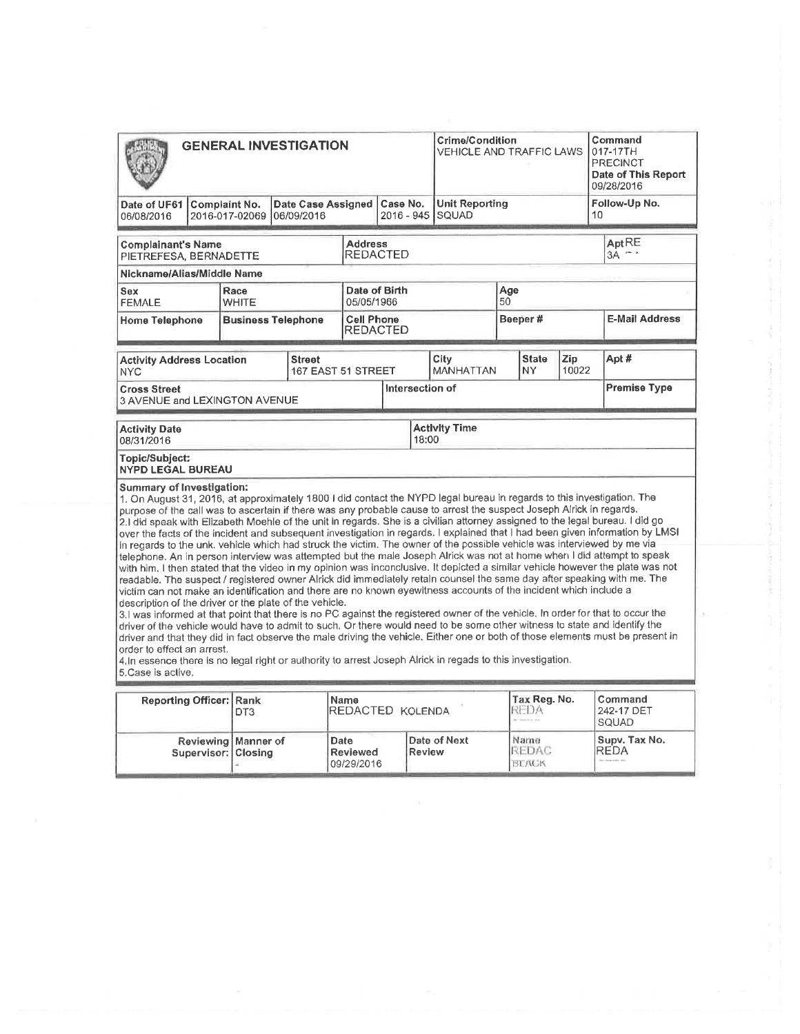# GENERAL INVESTIGATION

| Crime/Condition | Command |
|---|---|
| VEHICLE AND TRAFFIC LAWS | 017-17TH PRECINCT |
| | **Date of This Report** 09/28/2016 |

| Date of UF61 | Complaint No. | Date Case Assigned | Case No. | Unit Reporting | Follow-Up No. |
|---|---|---|---|---|---|
| 06/08/2016 | 2016-017-02069 | 06/09/2016 | 2016 - 945 | SQUAD | 10 |

| Complainant's Name | Address | Apt |
|---|---|---|
| PIETREFESA, BERNADETTE | REDACTED | RE 3A |

**Nickname/Alias/Middle Name**

| Sex | Race | Date of Birth | Age |
|---|---|---|---|
| FEMALE | WHITE | 05/05/1966 | 50 |

| Home Telephone | Business Telephone | Cell Phone | Beeper # | E-Mail Address |
|---|---|---|---|---|
| | | REDACTED | | |

| Activity Address Location | Street | City | State | Zip | Apt # |
|---|---|---|---|---|---|
| NYC | 167 EAST 51 STREET | MANHATTAN | NY | 10022 | |

| Cross Street | Intersection of | Premise Type |
|---|---|---|
| 3 AVENUE and LEXINGTON AVENUE | | |

| Activity Date | Activity Time |
|---|---|
| 08/31/2016 | 18:00 |

**Topic/Subject:**
**NYPD LEGAL BUREAU**

**Summary of Investigation:**

1. On August 31, 2016, at approximately 1800 I did contact the NYPD legal bureau in regards to this investigation. The purpose of the call was to ascertain if there was any probable cause to arrest the suspect Joseph Alrick in regards.
2. I did speak with Elizabeth Moehle of the unit in regards. She is a civilian attorney assigned to the legal bureau. I did go over the facts of the incident and subsequent investigation in regards. I explained that I had been given information by LMSI in regards to the unk. vehicle which had struck the victim. The owner of the possible vehicle was interviewed by me via telephone. An in person interview was attempted but the male Joseph Alrick was not at home when I did attempt to speak with him. I then stated that the video in my opinion was inconclusive. It depicted a similar vehicle however the plate was not readable. The suspect / registered owner Alrick did immediately retain counsel the same day after speaking with me. The victim can not make an identification and there are no known eyewitness accounts of the incident which include a description of the driver or the plate of the vehicle.
3. I was informed at that point that there is no PC against the registered owner of the vehicle. In order for that to occur the driver of the vehicle would have to admit to such. Or there would need to be some other witness to state and identify the driver and that they did in fact observe the male driving the vehicle. Either one or both of those elements must be present in order to effect an arrest.
4. In essence there is no legal right or authority to arrest Joseph Alrick in regads to this investigation.
5. Case is active.

| Reporting Officer: | Rank | Name | Tax Reg. No. | Command |
|---|---|---|---|---|
| | DT3 | REDACTED KOLENDA | REDA | 242-17 DET SQUAD |

| Reviewing Supervisor: | Manner of Closing | Date Reviewed | Date of Next Review | Name | Supv. Tax No. |
|---|---|---|---|---|---|
| | - | 09/29/2016 | | REDAC BEACK | REDA |